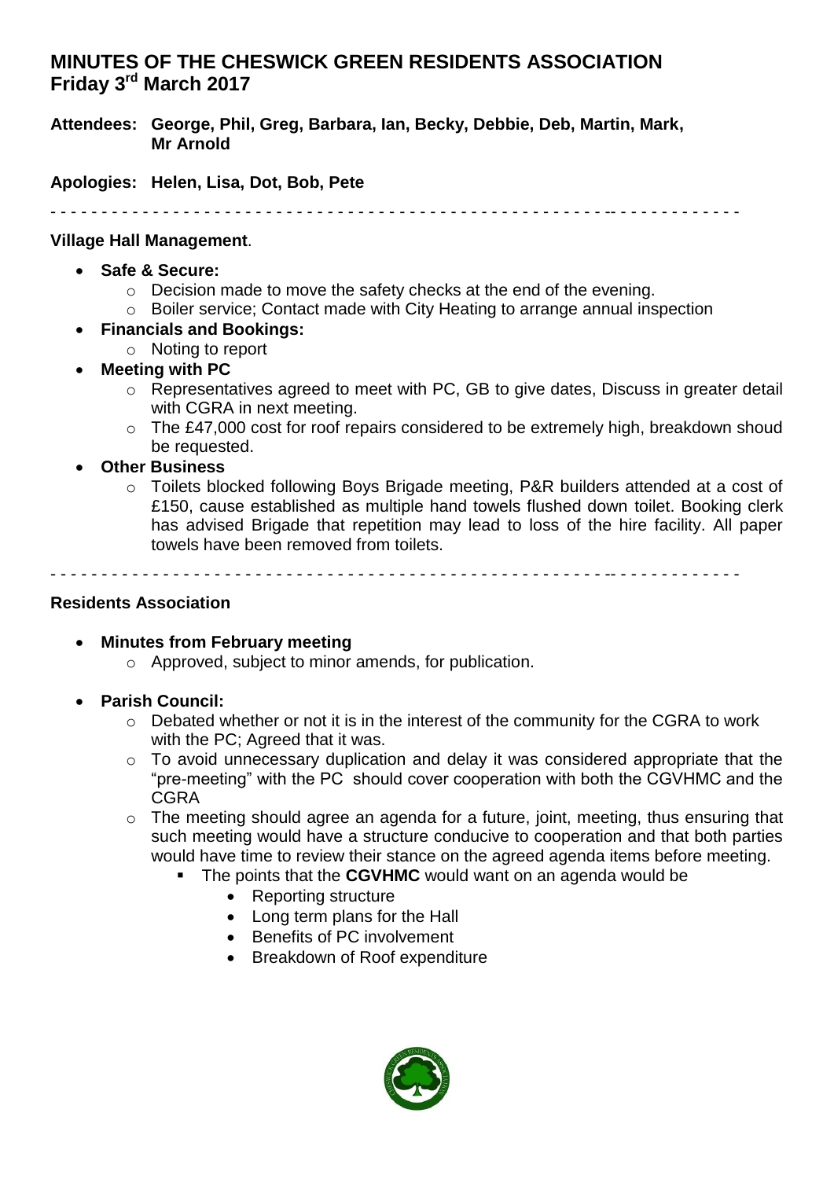# MINUTES OF THE CHESWICK GREEN RESIDENTS ASSOCIATION
# Friday 3rd March 2017

**Attendees: George, Phil, Greg, Barbara, Ian, Becky, Debbie, Deb, Martin, Mark, Mr Arnold**

**Apologies: Helen, Lisa, Dot, Bob, Pete**

- - - - - - - - - - - - - - - - - - - - - - - - - - - - - - - - - - - - - - - - - - - - - - - - - - - - - - - - - - - - - - - - -

**Village Hall Management**.

- **Safe & Secure:**
  - Decision made to move the safety checks at the end of the evening.
  - Boiler service; Contact made with City Heating to arrange annual inspection
- **Financials and Bookings:**
  - Noting to report
- **Meeting with PC**
  - Representatives agreed to meet with PC, GB to give dates, Discuss in greater detail with CGRA in next meeting.
  - The £47,000 cost for roof repairs considered to be extremely high, breakdown shoud be requested.
- **Other Business**
  - Toilets blocked following Boys Brigade meeting, P&R builders attended at a cost of £150, cause established as multiple hand towels flushed down toilet. Booking clerk has advised Brigade that repetition may lead to loss of the hire facility. All paper towels have been removed from toilets.

- - - - - - - - - - - - - - - - - - - - - - - - - - - - - - - - - - - - - - - - - - - - - - - - - - - - - - - - - - - - - - - - -

**Residents Association**

- **Minutes from February meeting**
  - Approved, subject to minor amends, for publication.

- **Parish Council:**
  - Debated whether or not it is in the interest of the community for the CGRA to work with the PC; Agreed that it was.
  - To avoid unnecessary duplication and delay it was considered appropriate that the "pre-meeting" with the PC should cover cooperation with both the CGVHMC and the CGRA
  - The meeting should agree an agenda for a future, joint, meeting, thus ensuring that such meeting would have a structure conducive to cooperation and that both parties would have time to review their stance on the agreed agenda items before meeting.
    - The points that the **CGVHMC** would want on an agenda would be
      - Reporting structure
      - Long term plans for the Hall
      - Benefits of PC involvement
      - Breakdown of Roof expenditure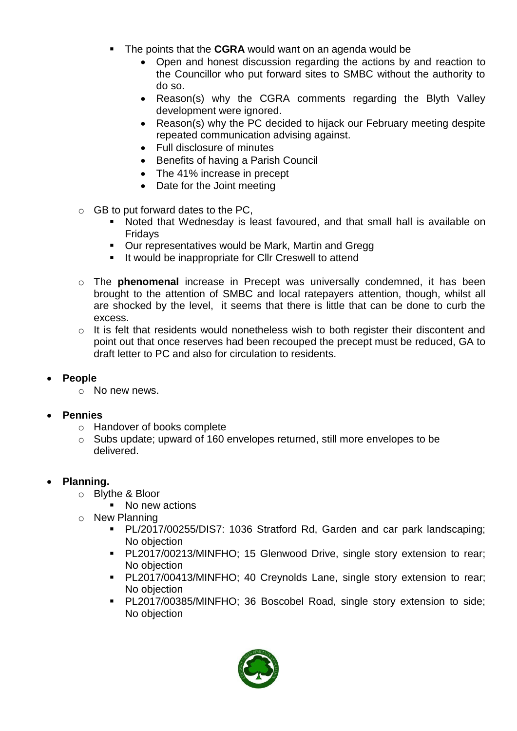- The points that the **CGRA** would want on an agenda would be
            - Open and honest discussion regarding the actions by and reaction to the Councillor who put forward sites to SMBC without the authority to do so.
            - Reason(s) why the CGRA comments regarding the Blyth Valley development were ignored.
            - Reason(s) why the PC decided to hijack our February meeting despite repeated communication advising against.
            - Full disclosure of minutes
            - Benefits of having a Parish Council
            - The 41% increase in precept
            - Date for the Joint meeting
    - GB to put forward dates to the PC,
        - Noted that Wednesday is least favoured, and that small hall is available on Fridays
        - Our representatives would be Mark, Martin and Gregg
        - It would be inappropriate for Cllr Creswell to attend
    - The **phenomenal** increase in Precept was universally condemned, it has been brought to the attention of SMBC and local ratepayers attention, though, whilst all are shocked by the level, it seems that there is little that can be done to curb the excess.
    - It is felt that residents would nonetheless wish to both register their discontent and point out that once reserves had been recouped the precept must be reduced, GA to draft letter to PC and also for circulation to residents.

- **People**
    - No new news.

- **Pennies**
    - Handover of books complete
    - Subs update; upward of 160 envelopes returned, still more envelopes to be delivered.

- **Planning.**
    - Blythe & Bloor
        - No new actions
    - New Planning
        - PL/2017/00255/DIS7: 1036 Stratford Rd, Garden and car park landscaping; No objection
        - PL2017/00213/MINFHO; 15 Glenwood Drive, single story extension to rear; No objection
        - PL2017/00413/MINFHO; 40 Creynolds Lane, single story extension to rear; No objection
        - PL2017/00385/MINFHO; 36 Boscobel Road, single story extension to side; No objection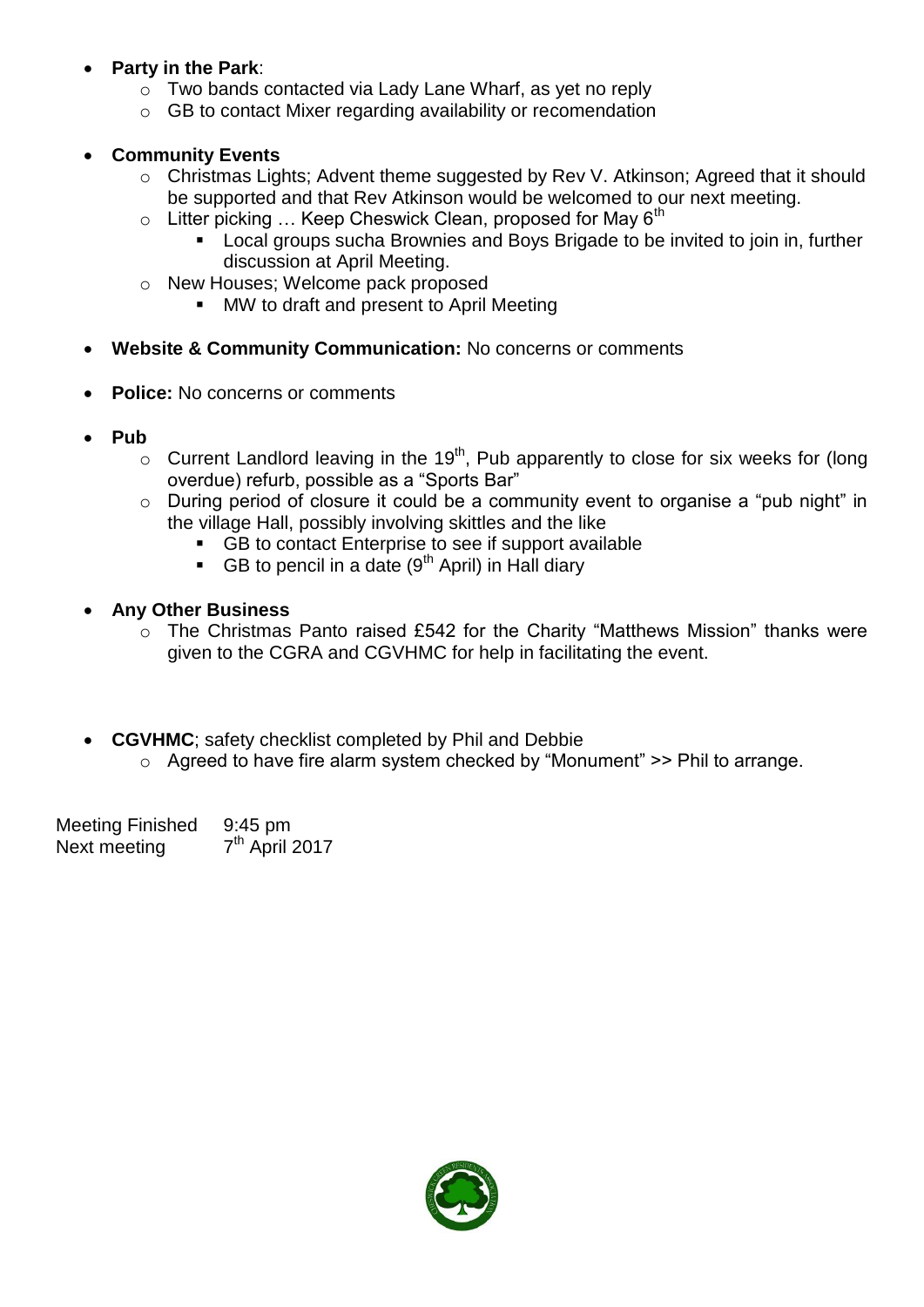- **Party in the Park**:
  - Two bands contacted via Lady Lane Wharf, as yet no reply
  - GB to contact Mixer regarding availability or recomendation

- **Community Events**
  - Christmas Lights; Advent theme suggested by Rev V. Atkinson; Agreed that it should be supported and that Rev Atkinson would be welcomed to our next meeting.
  - Litter picking … Keep Cheswick Clean, proposed for May 6th
    - Local groups sucha Brownies and Boys Brigade to be invited to join in, further discussion at April Meeting.
  - New Houses; Welcome pack proposed
    - MW to draft and present to April Meeting

- **Website & Community Communication:** No concerns or comments

- **Police:** No concerns or comments

- **Pub**
  - Current Landlord leaving in the 19th, Pub apparently to close for six weeks for (long overdue) refurb, possible as a "Sports Bar"
  - During period of closure it could be a community event to organise a "pub night" in the village Hall, possibly involving skittles and the like
    - GB to contact Enterprise to see if support available
    - GB to pencil in a date (9th April) in Hall diary

- **Any Other Business**
  - The Christmas Panto raised £542 for the Charity "Matthews Mission" thanks were given to the CGRA and CGVHMC for help in facilitating the event.

- **CGVHMC**; safety checklist completed by Phil and Debbie
  - Agreed to have fire alarm system checked by "Monument" >> Phil to arrange.

Meeting Finished 9:45 pm
Next meeting 7th April 2017